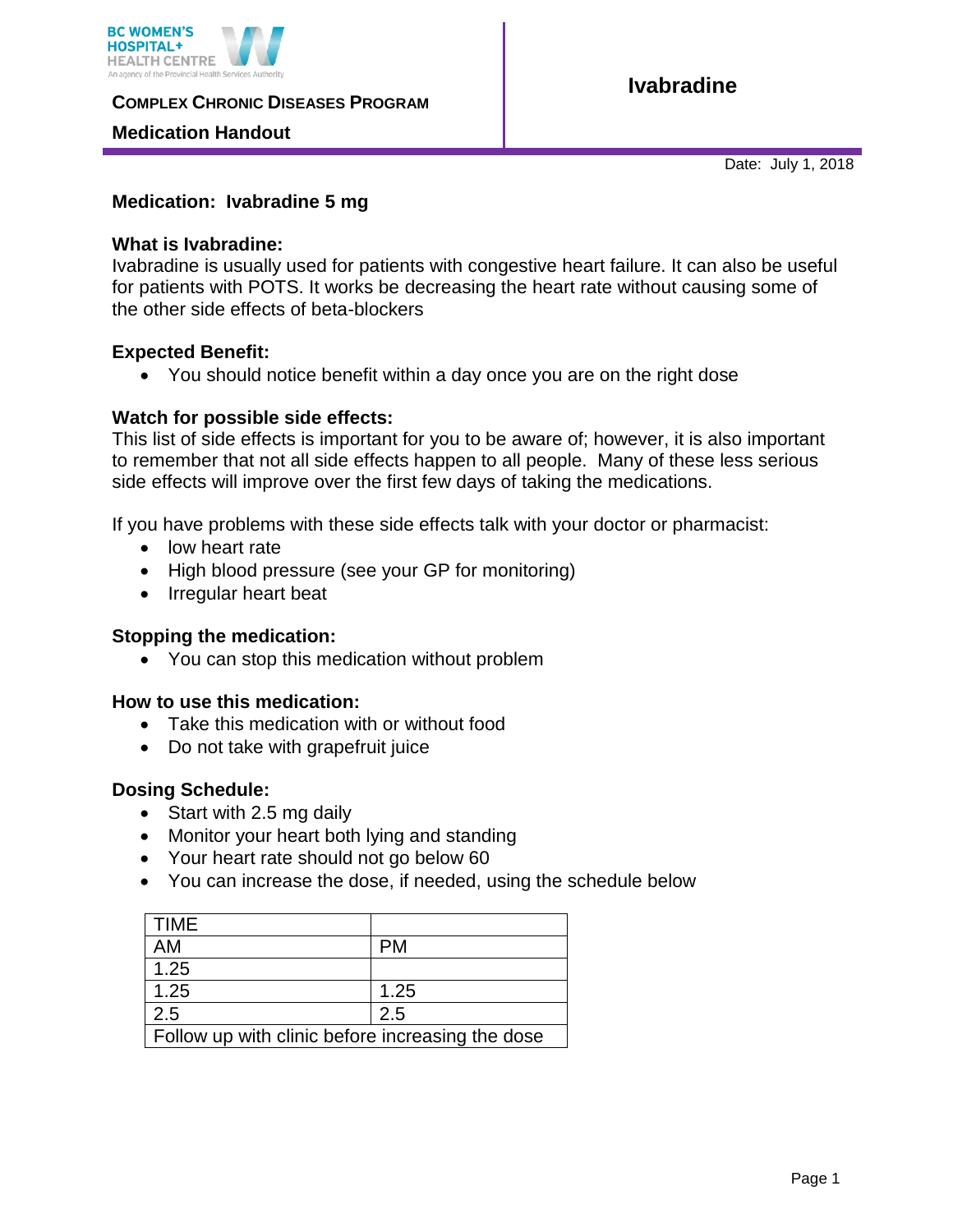BC WOMEN'S HOSPITAL+ HEALTH CENTRE
An agency of the Provincial Health Services Authority

**COMPLEX CHRONIC DISEASES PROGRAM**

**Medication Handout**

# Ivabradine

Date: July 1, 2018

**Medication: Ivabradine 5 mg**

**What is Ivabradine:**
Ivabradine is usually used for patients with congestive heart failure. It can also be useful for patients with POTS. It works be decreasing the heart rate without causing some of the other side effects of beta-blockers

**Expected Benefit:**

- You should notice benefit within a day once you are on the right dose

**Watch for possible side effects:**
This list of side effects is important for you to be aware of; however, it is also important to remember that not all side effects happen to all people. Many of these less serious side effects will improve over the first few days of taking the medications.

If you have problems with these side effects talk with your doctor or pharmacist:

- low heart rate
- High blood pressure (see your GP for monitoring)
- Irregular heart beat

**Stopping the medication:**

- You can stop this medication without problem

**How to use this medication:**

- Take this medication with or without food
- Do not take with grapefruit juice

**Dosing Schedule:**

- Start with 2.5 mg daily
- Monitor your heart both lying and standing
- Your heart rate should not go below 60
- You can increase the dose, if needed, using the schedule below

| TIME | |
|---|---|
| AM | PM |
| 1.25 | |
| 1.25 | 1.25 |
| 2.5 | 2.5 |
| Follow up with clinic before increasing the dose | |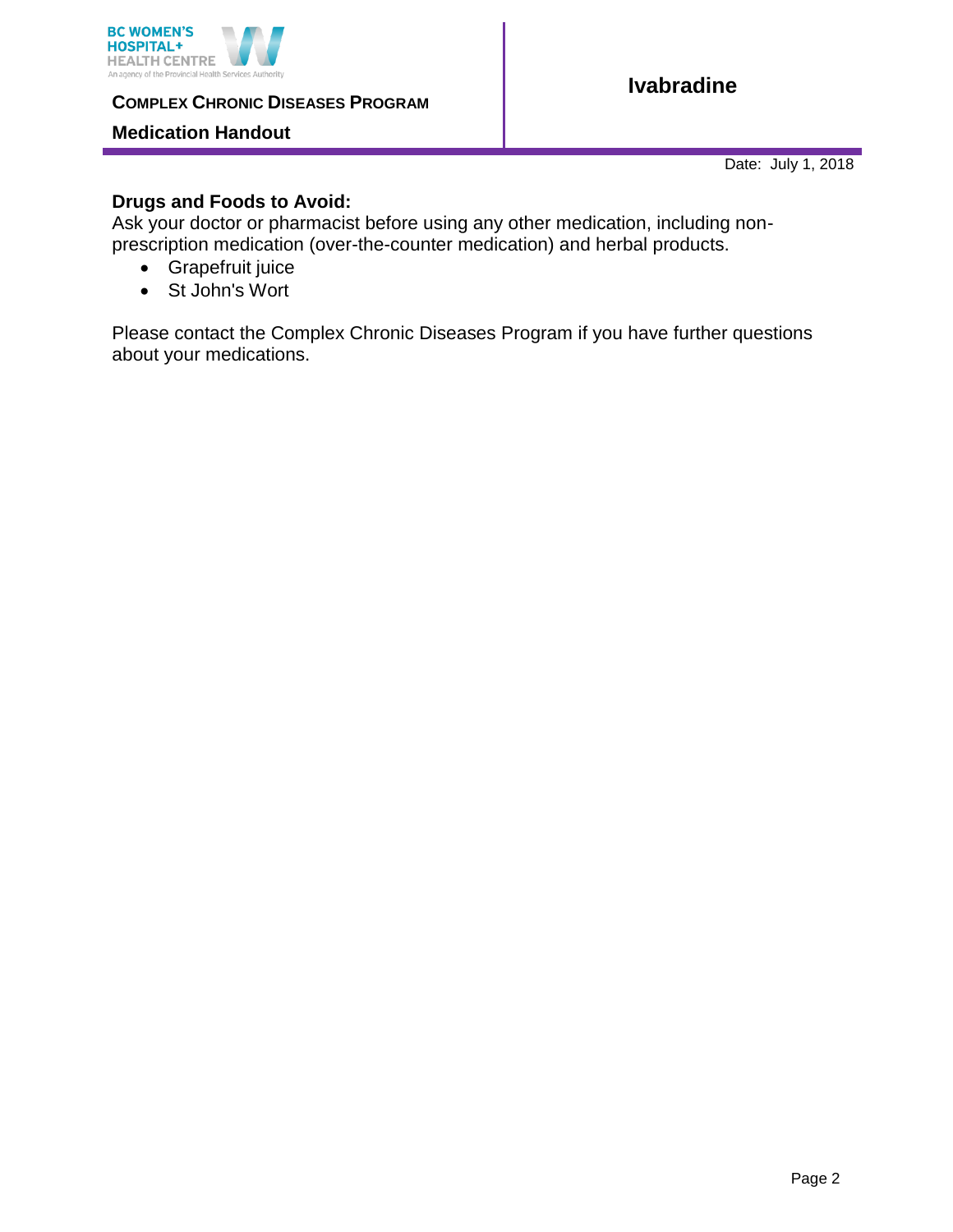## Drugs and Foods to Avoid:

Ask your doctor or pharmacist before using any other medication, including non-prescription medication (over-the-counter medication) and herbal products.

- Grapefruit juice
- St John's Wort

Please contact the Complex Chronic Diseases Program if you have further questions about your medications.